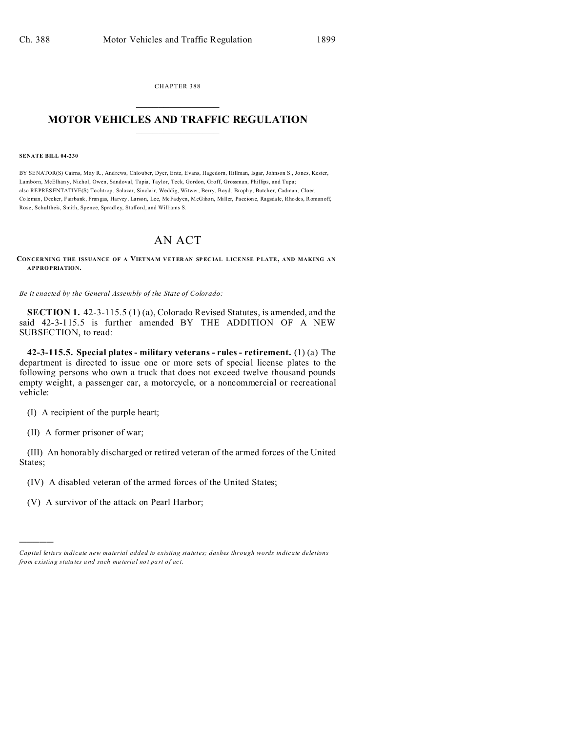CHAPTER 388

# MOTOR VEHICLES AND TRAFFIC REGULATION

**SENATE BILL 04-230**

BY SENATOR(S) Cairns, May R., Andrews, Chlouber, Dyer, Entz, Evans, Hagedorn, Hillman, Isgar, Johnson S., Jones, Kester, Lamborn, McElhany, Nichol, Owen, Sandoval, Tapia, Taylor, Teck, Gordon, Groff, Grossman, Phillips, and Tupa;
also REPRESENTATIVE(S) Tochtrop, Salazar, Sinclair, Weddig, Witwer, Berry, Boyd, Brophy, Butcher, Cadman, Cloer, Coleman, Decker, Fairbank, Frangas, Harvey, Larson, Lee, McFadyen, McGihon, Miller, Paccione, Ragsdale, Rhodes, Romanoff, Rose, Schultheis, Smith, Spence, Spradley, Stafford, and Williams S.

## AN ACT

**CONCERNING THE ISSUANCE OF A VIETNAM VETERAN SPECIAL LICENSE PLATE, AND MAKING AN APPROPRIATION.**

*Be it enacted by the General Assembly of the State of Colorado:*

**SECTION 1.** 42-3-115.5 (1) (a), Colorado Revised Statutes, is amended, and the said 42-3-115.5 is further amended BY THE ADDITION OF A NEW SUBSECTION, to read:

**42-3-115.5. Special plates - military veterans - rules - retirement.** (1) (a) The department is directed to issue one or more sets of special license plates to the following persons who own a truck that does not exceed twelve thousand pounds empty weight, a passenger car, a motorcycle, or a noncommercial or recreational vehicle:

(I) A recipient of the purple heart;

(II) A former prisoner of war;

(III) An honorably discharged or retired veteran of the armed forces of the United States;

(IV) A disabled veteran of the armed forces of the United States;

(V) A survivor of the attack on Pearl Harbor;

---

*Capital letters indicate new material added to existing statutes; dashes through words indicate deletions from existing statutes and such material not part of act.*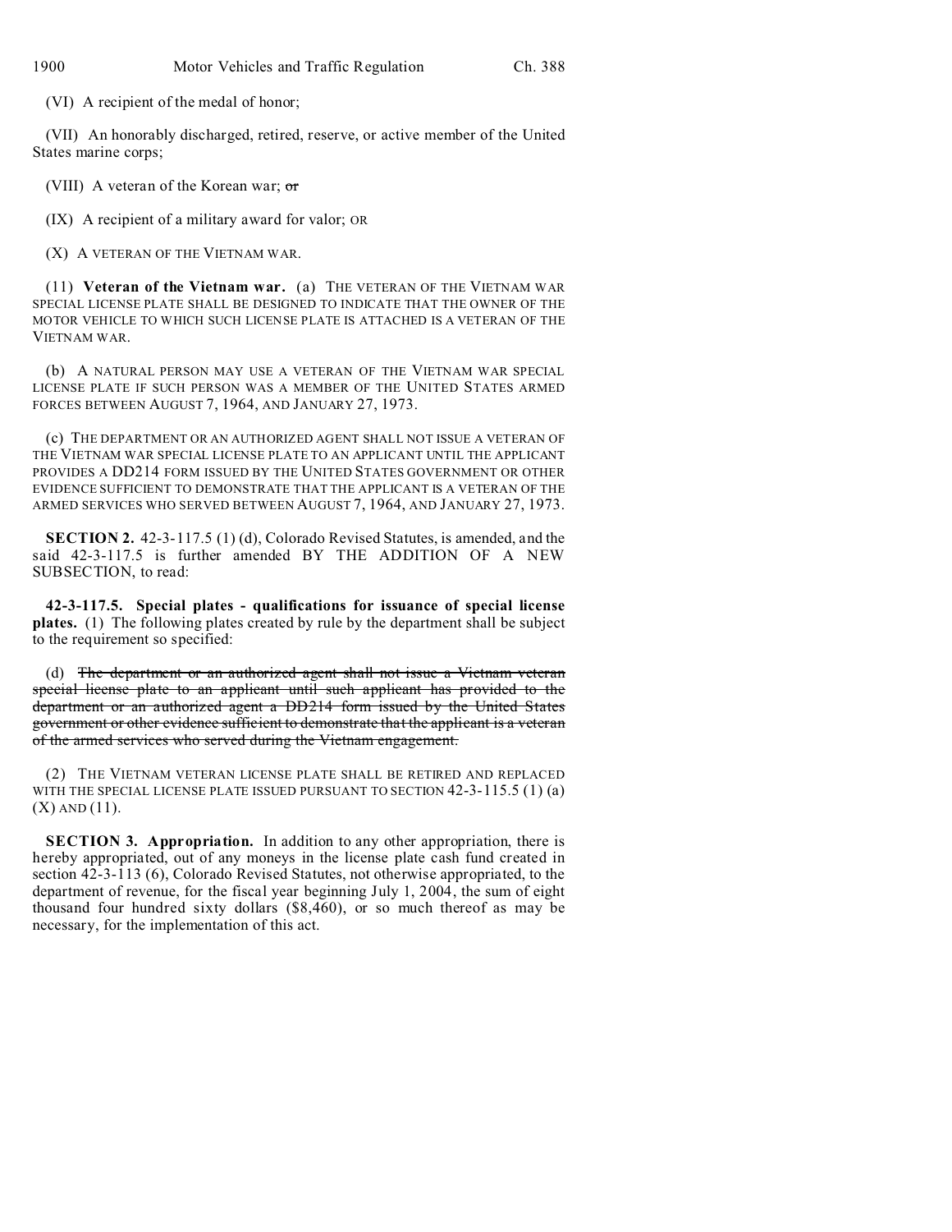(VI) A recipient of the medal of honor;

(VII) An honorably discharged, retired, reserve, or active member of the United States marine corps;

(VIII) A veteran of the Korean war; ~~or~~

(IX) A recipient of a military award for valor; OR

(X) A VETERAN OF THE VIETNAM WAR.

(11) **Veteran of the Vietnam war.** (a) THE VETERAN OF THE VIETNAM WAR SPECIAL LICENSE PLATE SHALL BE DESIGNED TO INDICATE THAT THE OWNER OF THE MOTOR VEHICLE TO WHICH SUCH LICENSE PLATE IS ATTACHED IS A VETERAN OF THE VIETNAM WAR.

(b) A NATURAL PERSON MAY USE A VETERAN OF THE VIETNAM WAR SPECIAL LICENSE PLATE IF SUCH PERSON WAS A MEMBER OF THE UNITED STATES ARMED FORCES BETWEEN AUGUST 7, 1964, AND JANUARY 27, 1973.

(c) THE DEPARTMENT OR AN AUTHORIZED AGENT SHALL NOT ISSUE A VETERAN OF THE VIETNAM WAR SPECIAL LICENSE PLATE TO AN APPLICANT UNTIL THE APPLICANT PROVIDES A DD214 FORM ISSUED BY THE UNITED STATES GOVERNMENT OR OTHER EVIDENCE SUFFICIENT TO DEMONSTRATE THAT THE APPLICANT IS A VETERAN OF THE ARMED SERVICES WHO SERVED BETWEEN AUGUST 7, 1964, AND JANUARY 27, 1973.

**SECTION 2.** 42-3-117.5 (1) (d), Colorado Revised Statutes, is amended, and the said 42-3-117.5 is further amended BY THE ADDITION OF A NEW SUBSECTION, to read:

**42-3-117.5. Special plates - qualifications for issuance of special license plates.** (1) The following plates created by rule by the department shall be subject to the requirement so specified:

(d) ~~The department or an authorized agent shall not issue a Vietnam veteran special license plate to an applicant until such applicant has provided to the department or an authorized agent a DD214 form issued by the United States government or other evidence sufficient to demonstrate that the applicant is a veteran of the armed services who served during the Vietnam engagement.~~

(2) THE VIETNAM VETERAN LICENSE PLATE SHALL BE RETIRED AND REPLACED WITH THE SPECIAL LICENSE PLATE ISSUED PURSUANT TO SECTION 42-3-115.5 (1) (a) (X) AND (11).

**SECTION 3. Appropriation.** In addition to any other appropriation, there is hereby appropriated, out of any moneys in the license plate cash fund created in section 42-3-113 (6), Colorado Revised Statutes, not otherwise appropriated, to the department of revenue, for the fiscal year beginning July 1, 2004, the sum of eight thousand four hundred sixty dollars ($8,460), or so much thereof as may be necessary, for the implementation of this act.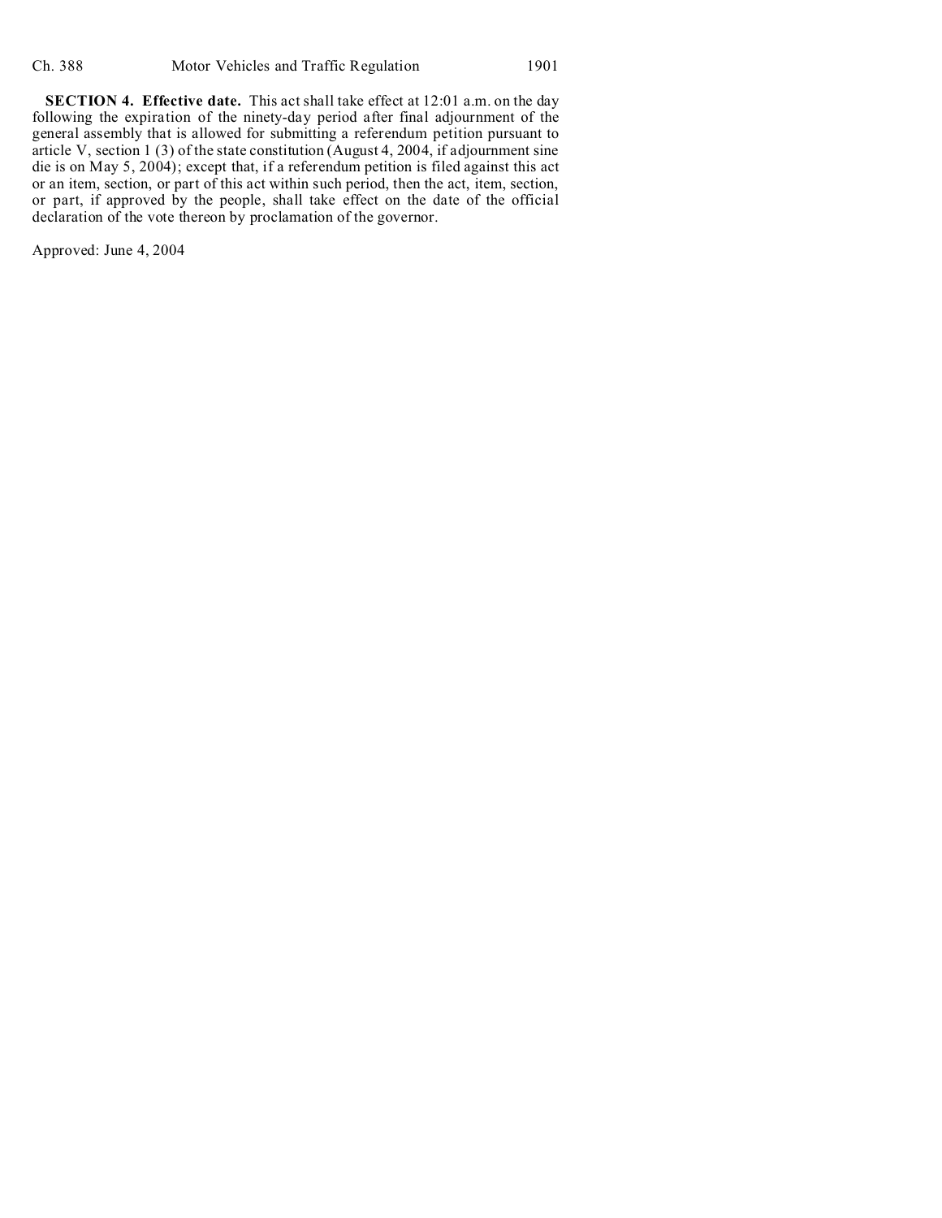**SECTION 4. Effective date.** This act shall take effect at 12:01 a.m. on the day following the expiration of the ninety-day period after final adjournment of the general assembly that is allowed for submitting a referendum petition pursuant to article V, section 1 (3) of the state constitution (August 4, 2004, if adjournment sine die is on May 5, 2004); except that, if a referendum petition is filed against this act or an item, section, or part of this act within such period, then the act, item, section, or part, if approved by the people, shall take effect on the date of the official declaration of the vote thereon by proclamation of the governor.

Approved: June 4, 2004